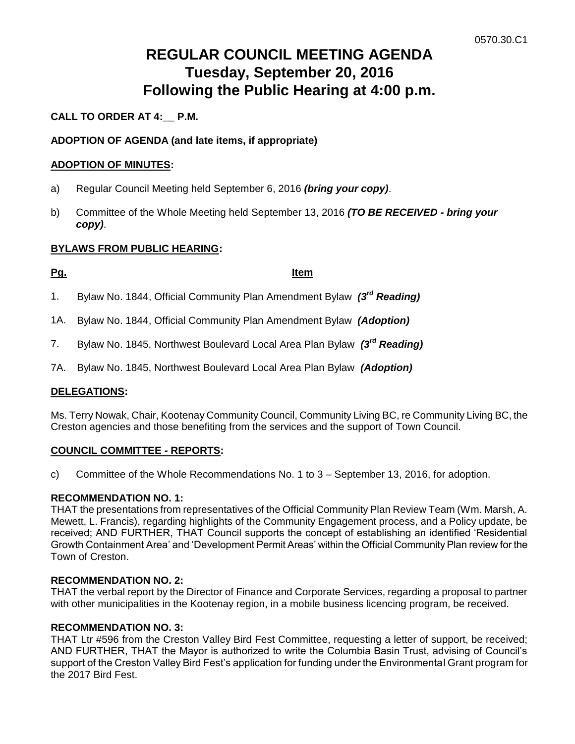0570.30.C1

# REGULAR COUNCIL MEETING AGENDA
# Tuesday, September 20, 2016
# Following the Public Hearing at 4:00 p.m.

**CALL TO ORDER AT 4:__ P.M.**

**ADOPTION OF AGENDA (and late items, if appropriate)**

**ADOPTION OF MINUTES:**

a) Regular Council Meeting held September 6, 2016 ***(bring your copy)***.

b) Committee of the Whole Meeting held September 13, 2016 ***(TO BE RECEIVED - bring your copy)***.

**BYLAWS FROM PUBLIC HEARING:**

| Pg. | Item |
|---|---|
| 1. | Bylaw No. 1844, Official Community Plan Amendment Bylaw ***(3rd Reading)*** |
| 1A. | Bylaw No. 1844, Official Community Plan Amendment Bylaw ***(Adoption)*** |
| 7. | Bylaw No. 1845, Northwest Boulevard Local Area Plan Bylaw ***(3rd Reading)*** |
| 7A. | Bylaw No. 1845, Northwest Boulevard Local Area Plan Bylaw ***(Adoption)*** |

**DELEGATIONS:**

Ms. Terry Nowak, Chair, Kootenay Community Council, Community Living BC, re Community Living BC, the Creston agencies and those benefiting from the services and the support of Town Council.

**COUNCIL COMMITTEE - REPORTS:**

c) Committee of the Whole Recommendations No. 1 to 3 – September 13, 2016, for adoption.

**RECOMMENDATION NO. 1:**
THAT the presentations from representatives of the Official Community Plan Review Team (Wm. Marsh, A. Mewett, L. Francis), regarding highlights of the Community Engagement process, and a Policy update, be received; AND FURTHER, THAT Council supports the concept of establishing an identified 'Residential Growth Containment Area' and 'Development Permit Areas' within the Official Community Plan review for the Town of Creston.

**RECOMMENDATION NO. 2:**
THAT the verbal report by the Director of Finance and Corporate Services, regarding a proposal to partner with other municipalities in the Kootenay region, in a mobile business licencing program, be received.

**RECOMMENDATION NO. 3:**
THAT Ltr #596 from the Creston Valley Bird Fest Committee, requesting a letter of support, be received; AND FURTHER, THAT the Mayor is authorized to write the Columbia Basin Trust, advising of Council's support of the Creston Valley Bird Fest's application for funding under the Environmental Grant program for the 2017 Bird Fest.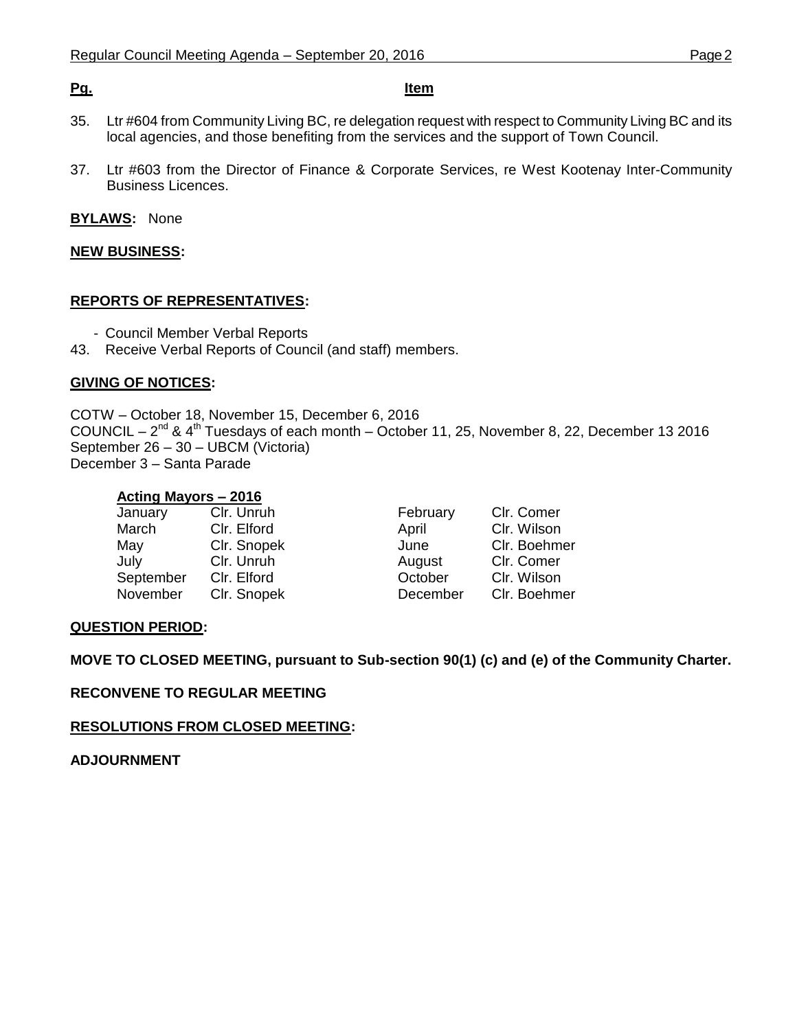| Pg. | Item |
|---|---|

35. Ltr #604 from Community Living BC, re delegation request with respect to Community Living BC and its local agencies, and those benefiting from the services and the support of Town Council.

37. Ltr #603 from the Director of Finance & Corporate Services, re West Kootenay Inter-Community Business Licences.

**BYLAWS:** None

**NEW BUSINESS:**

**REPORTS OF REPRESENTATIVES:**

- Council Member Verbal Reports

43. Receive Verbal Reports of Council (and staff) members.

**GIVING OF NOTICES:**

COTW – October 18, November 15, December 6, 2016
COUNCIL – 2nd & 4th Tuesdays of each month – October 11, 25, November 8, 22, December 13 2016
September 26 – 30 – UBCM (Victoria)
December 3 – Santa Parade

**Acting Mayors – 2016**

| | | | |
|---|---|---|---|
| January | Clr. Unruh | February | Clr. Comer |
| March | Clr. Elford | April | Clr. Wilson |
| May | Clr. Snopek | June | Clr. Boehmer |
| July | Clr. Unruh | August | Clr. Comer |
| September | Clr. Elford | October | Clr. Wilson |
| November | Clr. Snopek | December | Clr. Boehmer |

**QUESTION PERIOD:**

**MOVE TO CLOSED MEETING, pursuant to Sub-section 90(1) (c) and (e) of the Community Charter.**

**RECONVENE TO REGULAR MEETING**

**RESOLUTIONS FROM CLOSED MEETING:**

**ADJOURNMENT**